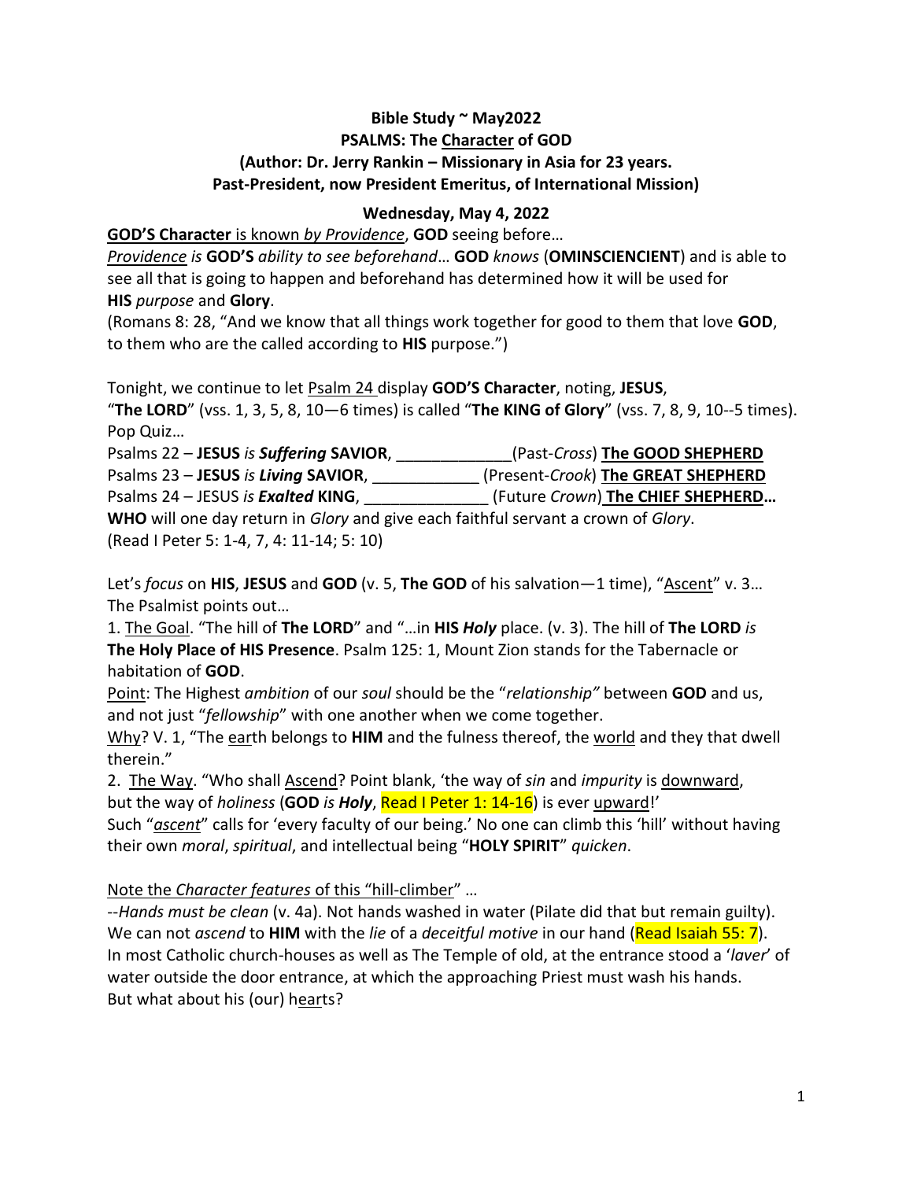**Bible Study ~ May2022**
**PSALMS: The <u>Character</u> of GOD**
**(Author: Dr. Jerry Rankin – Missionary in Asia for 23 years.**
**Past-President, now President Emeritus, of International Mission)**

**Wednesday, May 4, 2022**

<u>**GOD'S Character**</u> <u>is known *by Providence*</u>, **GOD** seeing before…
<u>*Providence*</u> *is* **GOD'S** *ability to see beforehand*… **GOD** *knows* (**OMINSCIENCIENT**) and is able to see all that is going to happen and beforehand has determined how it will be used for **HIS** *purpose* and **Glory**.
(Romans 8: 28, "And we know that all things work together for good to them that love **GOD**, to them who are the called according to **HIS** purpose.")

Tonight, we continue to let <u>Psalm 24</u> display **GOD'S Character**, noting, **JESUS**,
"**The LORD**" (vss. 1, 3, 5, 8, 10—6 times) is called "**The KING of Glory**" (vss. 7, 8, 9, 10--5 times).
Pop Quiz…
Psalms 22 – **JESUS** *is* ***Suffering*** **SAVIOR**, _____________(Past-*Cross*) <u>**The GOOD SHEPHERD**</u>
Psalms 23 – **JESUS** *is* ***Living*** **SAVIOR**, ____________ (Present-*Crook*) <u>**The GREAT SHEPHERD**</u>
Psalms 24 – JESUS *is* ***Exalted*** **KING**, ______________ (Future *Crown*) <u>**The CHIEF SHEPHERD**</u>**…**
**WHO** will one day return in *Glory* and give each faithful servant a crown of *Glory*.
(Read I Peter 5: 1-4, 7, 4: 11-14; 5: 10)

Let's *focus* on **HIS**, **JESUS** and **GOD** (v. 5, **The GOD** of his salvation—1 time), "<u>Ascent</u>" v. 3…
The Psalmist points out…

1. <u>The Goal</u>. "The hill of **The LORD**" and "…in **HIS** ***Holy*** place. (v. 3). The hill of **The LORD** *is* **The Holy Place of HIS Presence**. Psalm 125: 1, Mount Zion stands for the Tabernacle or habitation of **GOD**.

<u>Point</u>: The Highest *ambition* of our *soul* should be the "*relationship"* between **GOD** and us, and not just "*fellowship*" with one another when we come together.
<u>Why</u>? V. 1, "The <u>ear</u>th belongs to **HIM** and the fulness thereof, the <u>world</u> and they that dwell therein."

2. <u>The Way</u>. "Who shall <u>Ascend</u>? Point blank, 'the way of *sin* and *impurity* is <u>downward</u>, but the way of *holiness* (**GOD** *is* ***Holy***, Read I Peter 1: 14-16) is ever <u>upward</u>!'
Such "<u>*ascent*</u>" calls for 'every faculty of our being.' No one can climb this 'hill' without having their own *moral*, *spiritual*, and intellectual being "**HOLY SPIRIT**" *quicken*.

<u>Note the *Character features* of this "hill-climber"</u> …
--*Hands must be clean* (v. 4a). Not hands washed in water (Pilate did that but remain guilty). We can not *ascend* to **HIM** with the *lie* of a *deceitful motive* in our hand (Read Isaiah 55: 7). In most Catholic church-houses as well as The Temple of old, at the entrance stood a '*laver*' of water outside the door entrance, at which the approaching Priest must wash his hands.
But what about his (our) h<u>ear</u>ts?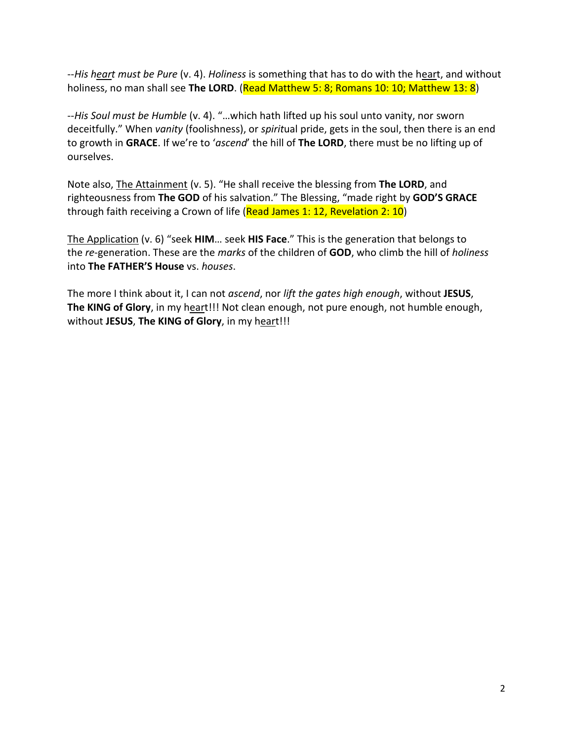--*His heart must be Pure* (v. 4). *Holiness* is something that has to do with the heart, and without holiness, no man shall see **The LORD**. (Read Matthew 5: 8; Romans 10: 10; Matthew 13: 8)

--*His Soul must be Humble* (v. 4). "…which hath lifted up his soul unto vanity, nor sworn deceitfully." When *vanity* (foolishness), or *spirit*ual pride, gets in the soul, then there is an end to growth in **GRACE**. If we're to '*ascend*' the hill of **The LORD**, there must be no lifting up of ourselves.

Note also, <u>The Attainment</u> (v. 5). "He shall receive the blessing from **The LORD**, and righteousness from **The GOD** of his salvation." The Blessing, "made right by **GOD'S GRACE** through faith receiving a Crown of life (Read James 1: 12, Revelation 2: 10)

<u>The Application</u> (v. 6) "seek **HIM**… seek **HIS Face**." This is the generation that belongs to the *re*-generation. These are the *marks* of the children of **GOD**, who climb the hill of *holiness* into **The FATHER'S House** vs. *houses*.

The more I think about it, I can not *ascend*, nor *lift the gates high enough*, without **JESUS**, **The KING of Glory**, in my heart!!! Not clean enough, not pure enough, not humble enough, without **JESUS**, **The KING of Glory**, in my heart!!!